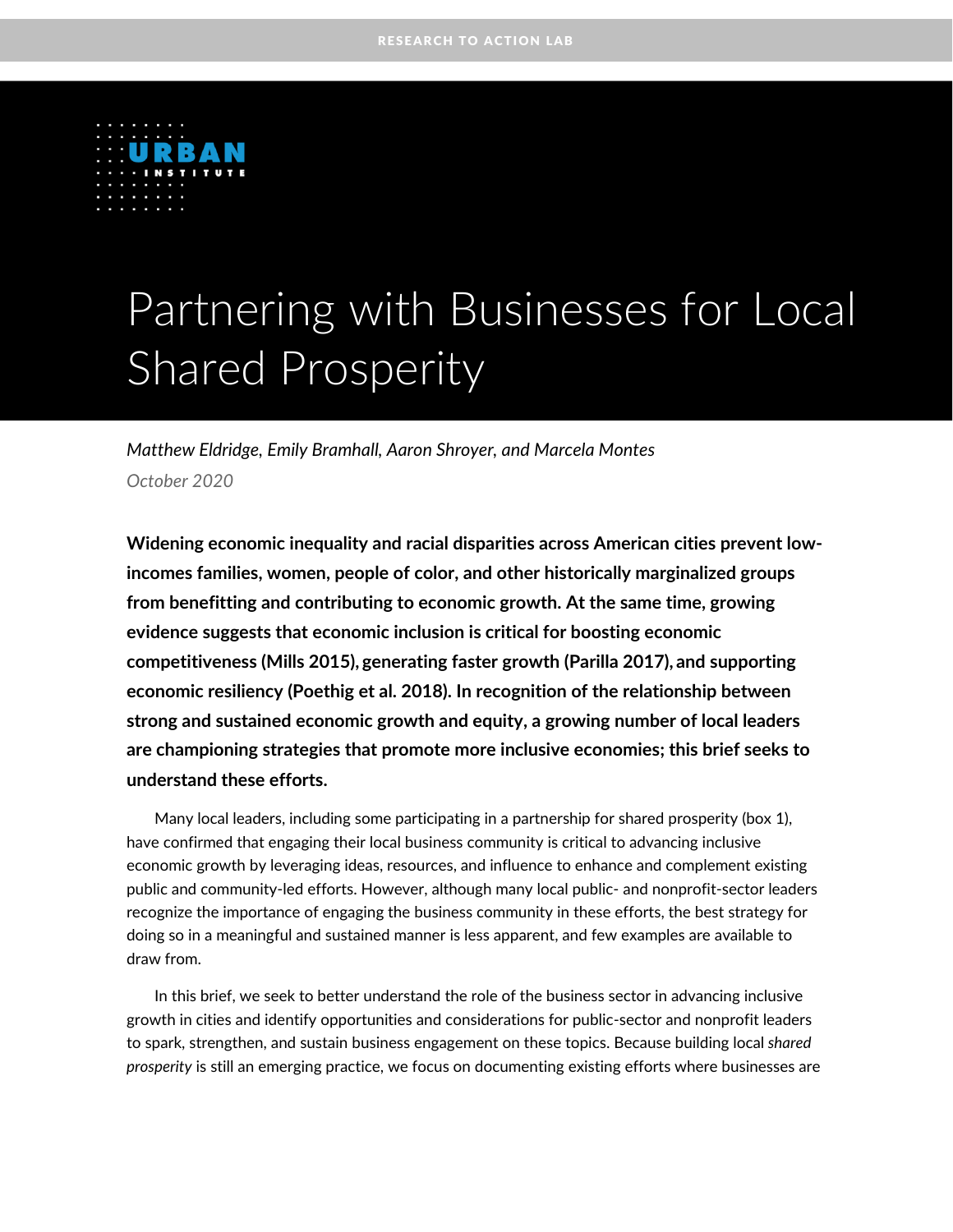RESEARCH TO ACTION LAB

URBAN INSTITUTE

# Partnering with Businesses for Local Shared Prosperity

*Matthew Eldridge, Emily Bramhall, Aaron Shroyer, and Marcela Montes*

*October 2020*

**Widening economic inequality and racial disparities across American cities prevent low-incomes families, women, people of color, and other historically marginalized groups from benefitting and contributing to economic growth. At the same time, growing evidence suggests that economic inclusion is critical for boosting economic competitiveness (Mills 2015), generating faster growth (Parilla 2017), and supporting economic resiliency (Poethig et al. 2018). In recognition of the relationship between strong and sustained economic growth and equity, a growing number of local leaders are championing strategies that promote more inclusive economies; this brief seeks to understand these efforts.**

Many local leaders, including some participating in a partnership for shared prosperity (box 1), have confirmed that engaging their local business community is critical to advancing inclusive economic growth by leveraging ideas, resources, and influence to enhance and complement existing public and community-led efforts. However, although many local public- and nonprofit-sector leaders recognize the importance of engaging the business community in these efforts, the best strategy for doing so in a meaningful and sustained manner is less apparent, and few examples are available to draw from.

In this brief, we seek to better understand the role of the business sector in advancing inclusive growth in cities and identify opportunities and considerations for public-sector and nonprofit leaders to spark, strengthen, and sustain business engagement on these topics. Because building local *shared prosperity* is still an emerging practice, we focus on documenting existing efforts where businesses are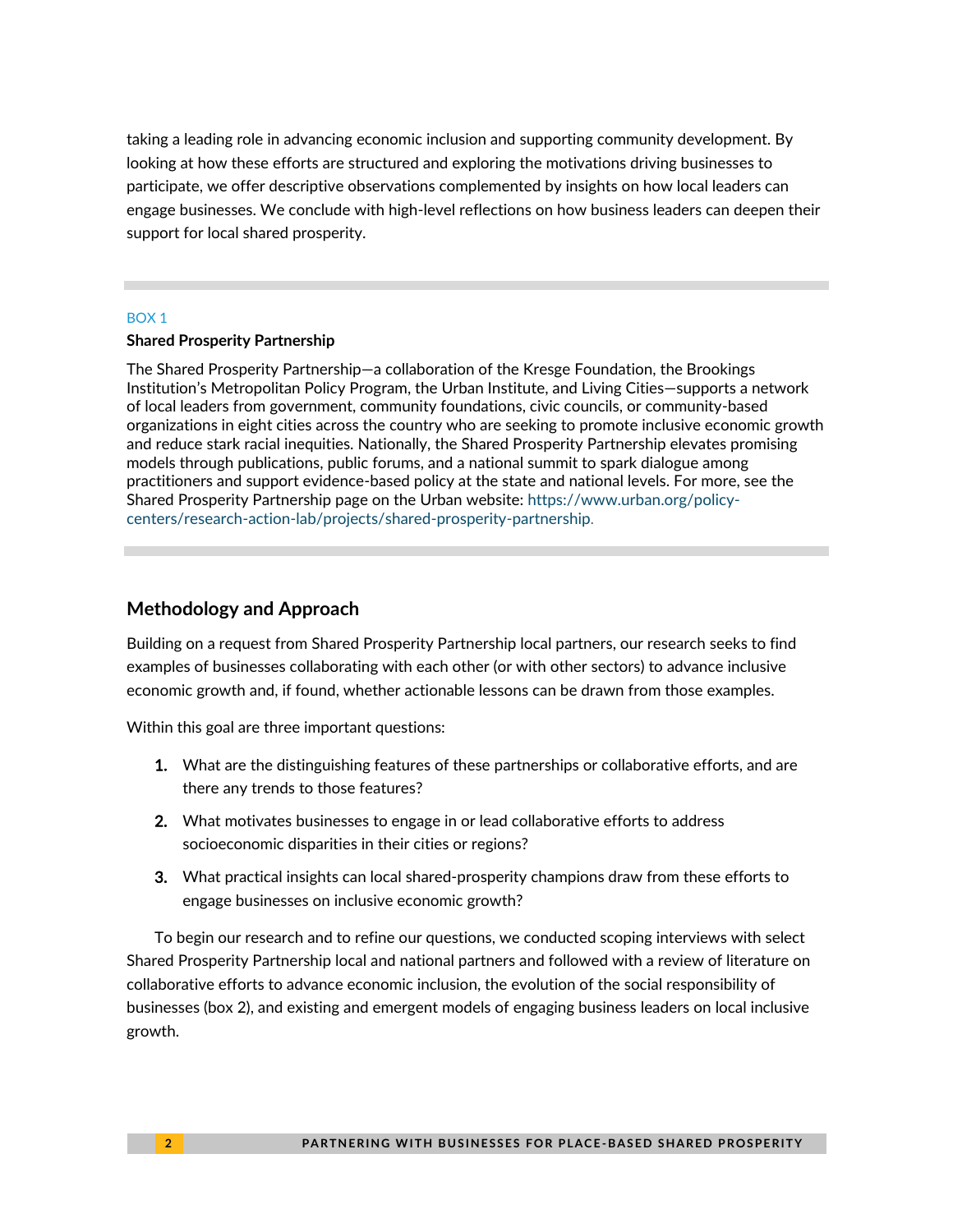taking a leading role in advancing economic inclusion and supporting community development. By looking at how these efforts are structured and exploring the motivations driving businesses to participate, we offer descriptive observations complemented by insights on how local leaders can engage businesses. We conclude with high-level reflections on how business leaders can deepen their support for local shared prosperity.

BOX 1

**Shared Prosperity Partnership**

The Shared Prosperity Partnership—a collaboration of the Kresge Foundation, the Brookings Institution's Metropolitan Policy Program, the Urban Institute, and Living Cities—supports a network of local leaders from government, community foundations, civic councils, or community-based organizations in eight cities across the country who are seeking to promote inclusive economic growth and reduce stark racial inequities. Nationally, the Shared Prosperity Partnership elevates promising models through publications, public forums, and a national summit to spark dialogue among practitioners and support evidence-based policy at the state and national levels. For more, see the Shared Prosperity Partnership page on the Urban website: https://www.urban.org/policy-centers/research-action-lab/projects/shared-prosperity-partnership.

## Methodology and Approach

Building on a request from Shared Prosperity Partnership local partners, our research seeks to find examples of businesses collaborating with each other (or with other sectors) to advance inclusive economic growth and, if found, whether actionable lessons can be drawn from those examples.

Within this goal are three important questions:

1. What are the distinguishing features of these partnerships or collaborative efforts, and are there any trends to those features?
2. What motivates businesses to engage in or lead collaborative efforts to address socioeconomic disparities in their cities or regions?
3. What practical insights can local shared-prosperity champions draw from these efforts to engage businesses on inclusive economic growth?

To begin our research and to refine our questions, we conducted scoping interviews with select Shared Prosperity Partnership local and national partners and followed with a review of literature on collaborative efforts to advance economic inclusion, the evolution of the social responsibility of businesses (box 2), and existing and emergent models of engaging business leaders on local inclusive growth.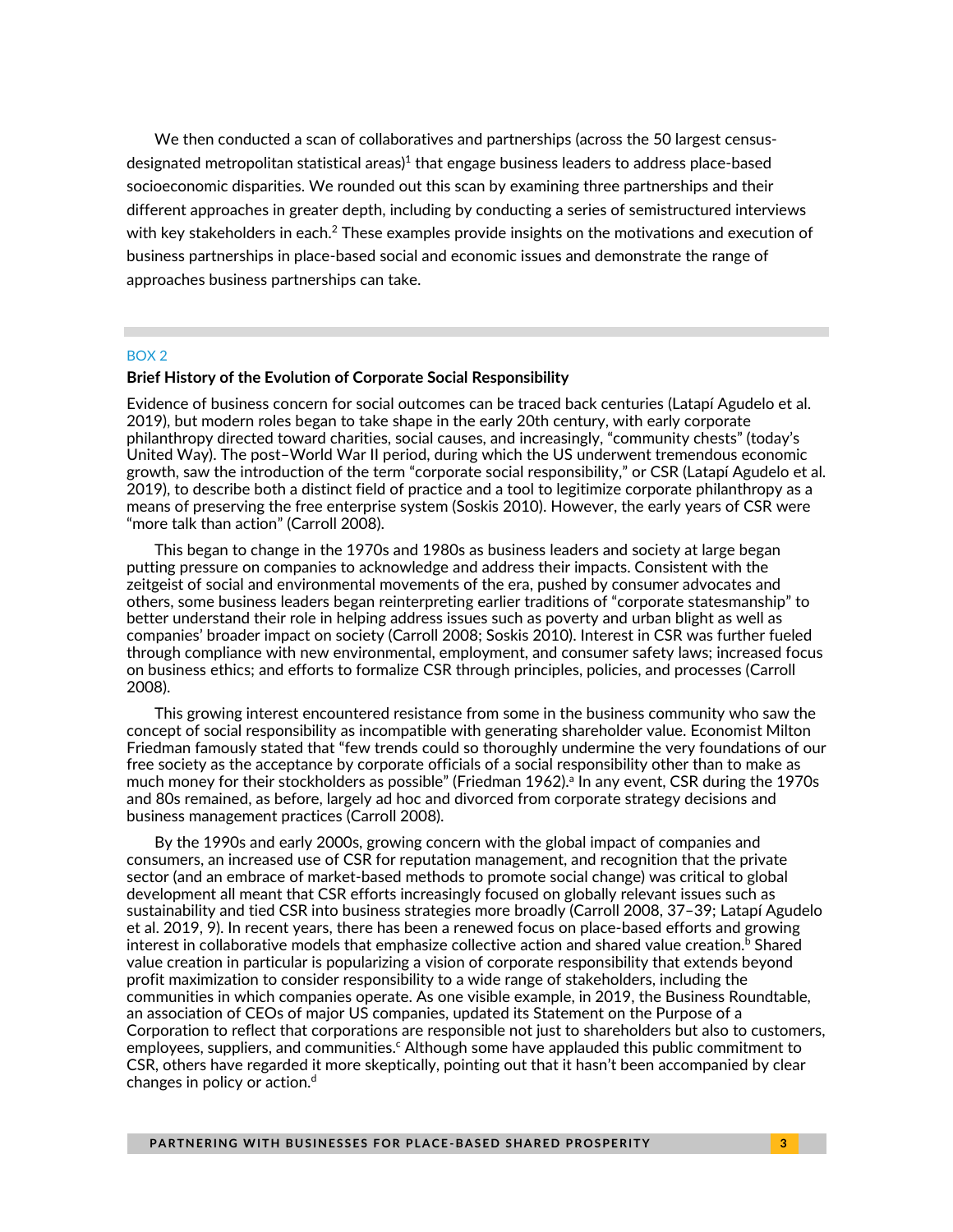We then conducted a scan of collaboratives and partnerships (across the 50 largest census-designated metropolitan statistical areas)[1] that engage business leaders to address place-based socioeconomic disparities. We rounded out this scan by examining three partnerships and their different approaches in greater depth, including by conducting a series of semistructured interviews with key stakeholders in each.[2] These examples provide insights on the motivations and execution of business partnerships in place-based social and economic issues and demonstrate the range of approaches business partnerships can take.

BOX 2

**Brief History of the Evolution of Corporate Social Responsibility**

Evidence of business concern for social outcomes can be traced back centuries (Latapí Agudelo et al. 2019), but modern roles began to take shape in the early 20th century, with early corporate philanthropy directed toward charities, social causes, and increasingly, "community chests" (today's United Way). The post–World War II period, during which the US underwent tremendous economic growth, saw the introduction of the term "corporate social responsibility," or CSR (Latapí Agudelo et al. 2019), to describe both a distinct field of practice and a tool to legitimize corporate philanthropy as a means of preserving the free enterprise system (Soskis 2010). However, the early years of CSR were "more talk than action" (Carroll 2008).

This began to change in the 1970s and 1980s as business leaders and society at large began putting pressure on companies to acknowledge and address their impacts. Consistent with the zeitgeist of social and environmental movements of the era, pushed by consumer advocates and others, some business leaders began reinterpreting earlier traditions of "corporate statesmanship" to better understand their role in helping address issues such as poverty and urban blight as well as companies' broader impact on society (Carroll 2008; Soskis 2010). Interest in CSR was further fueled through compliance with new environmental, employment, and consumer safety laws; increased focus on business ethics; and efforts to formalize CSR through principles, policies, and processes (Carroll 2008).

This growing interest encountered resistance from some in the business community who saw the concept of social responsibility as incompatible with generating shareholder value. Economist Milton Friedman famously stated that "few trends could so thoroughly undermine the very foundations of our free society as the acceptance by corporate officials of a social responsibility other than to make as much money for their stockholders as possible" (Friedman 1962).[a] In any event, CSR during the 1970s and 80s remained, as before, largely ad hoc and divorced from corporate strategy decisions and business management practices (Carroll 2008).

By the 1990s and early 2000s, growing concern with the global impact of companies and consumers, an increased use of CSR for reputation management, and recognition that the private sector (and an embrace of market-based methods to promote social change) was critical to global development all meant that CSR efforts increasingly focused on globally relevant issues such as sustainability and tied CSR into business strategies more broadly (Carroll 2008, 37–39; Latapí Agudelo et al. 2019, 9). In recent years, there has been a renewed focus on place-based efforts and growing interest in collaborative models that emphasize collective action and shared value creation.[b] Shared value creation in particular is popularizing a vision of corporate responsibility that extends beyond profit maximization to consider responsibility to a wide range of stakeholders, including the communities in which companies operate. As one visible example, in 2019, the Business Roundtable, an association of CEOs of major US companies, updated its Statement on the Purpose of a Corporation to reflect that corporations are responsible not just to shareholders but also to customers, employees, suppliers, and communities.[c] Although some have applauded this public commitment to CSR, others have regarded it more skeptically, pointing out that it hasn't been accompanied by clear changes in policy or action.[d]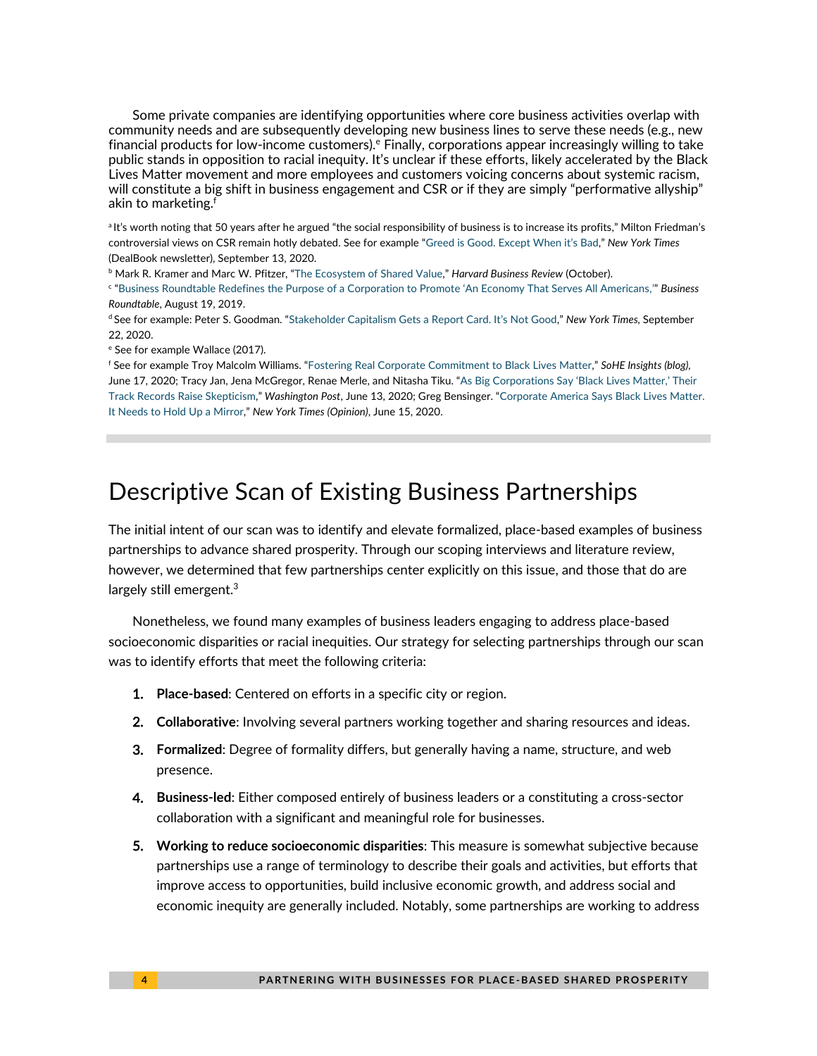Some private companies are identifying opportunities where core business activities overlap with community needs and are subsequently developing new business lines to serve these needs (e.g., new financial products for low-income customers).[e] Finally, corporations appear increasingly willing to take public stands in opposition to racial inequity. It's unclear if these efforts, likely accelerated by the Black Lives Matter movement and more employees and customers voicing concerns about systemic racism, will constitute a big shift in business engagement and CSR or if they are simply "performative allyship" akin to marketing.[f]

[a] It's worth noting that 50 years after he argued "the social responsibility of business is to increase its profits," Milton Friedman's controversial views on CSR remain hotly debated. See for example "Greed is Good. Except When it's Bad," *New York Times* (DealBook newsletter), September 13, 2020.

[b] Mark R. Kramer and Marc W. Pfitzer, "The Ecosystem of Shared Value," *Harvard Business Review* (October).

[c] "Business Roundtable Redefines the Purpose of a Corporation to Promote 'An Economy That Serves All Americans,'" *Business Roundtable*, August 19, 2019.

[d] See for example: Peter S. Goodman. "Stakeholder Capitalism Gets a Report Card. It's Not Good," *New York Times*, September 22, 2020.

[e] See for example Wallace (2017).

[f] See for example Troy Malcolm Williams. "Fostering Real Corporate Commitment to Black Lives Matter," *SoHE Insights (blog)*, June 17, 2020; Tracy Jan, Jena McGregor, Renae Merle, and Nitasha Tiku. "As Big Corporations Say 'Black Lives Matter,' Their Track Records Raise Skepticism," *Washington Post*, June 13, 2020; Greg Bensinger. "Corporate America Says Black Lives Matter. It Needs to Hold Up a Mirror," *New York Times (Opinion)*, June 15, 2020.

# Descriptive Scan of Existing Business Partnerships

The initial intent of our scan was to identify and elevate formalized, place-based examples of business partnerships to advance shared prosperity. Through our scoping interviews and literature review, however, we determined that few partnerships center explicitly on this issue, and those that do are largely still emergent.[3]

Nonetheless, we found many examples of business leaders engaging to address place-based socioeconomic disparities or racial inequities. Our strategy for selecting partnerships through our scan was to identify efforts that meet the following criteria:

1. **Place-based**: Centered on efforts in a specific city or region.
2. **Collaborative**: Involving several partners working together and sharing resources and ideas.
3. **Formalized**: Degree of formality differs, but generally having a name, structure, and web presence.
4. **Business-led**: Either composed entirely of business leaders or a constituting a cross-sector collaboration with a significant and meaningful role for businesses.
5. **Working to reduce socioeconomic disparities**: This measure is somewhat subjective because partnerships use a range of terminology to describe their goals and activities, but efforts that improve access to opportunities, build inclusive economic growth, and address social and economic inequity are generally included. Notably, some partnerships are working to address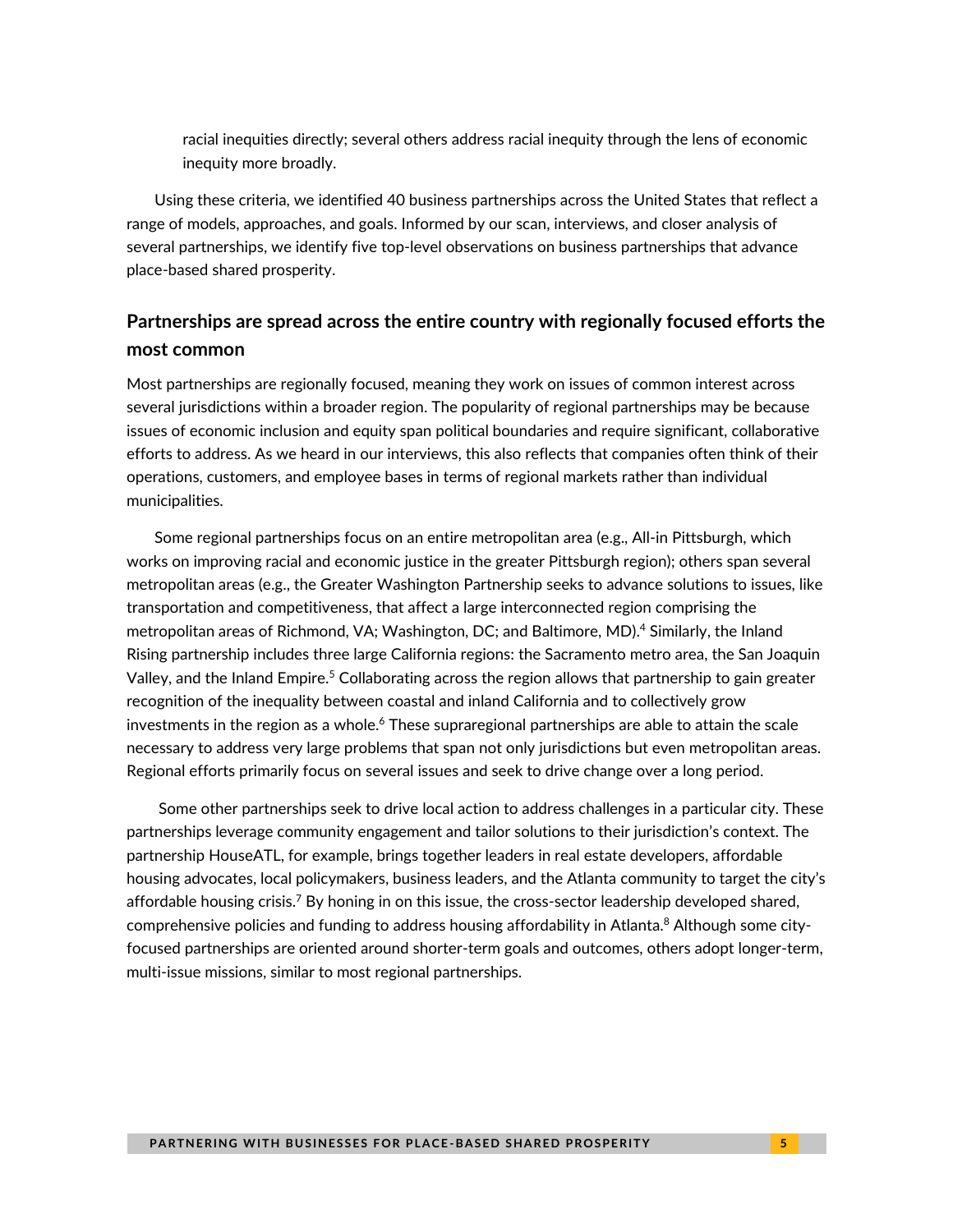racial inequities directly; several others address racial inequity through the lens of economic inequity more broadly.

Using these criteria, we identified 40 business partnerships across the United States that reflect a range of models, approaches, and goals. Informed by our scan, interviews, and closer analysis of several partnerships, we identify five top-level observations on business partnerships that advance place-based shared prosperity.

## Partnerships are spread across the entire country with regionally focused efforts the most common

Most partnerships are regionally focused, meaning they work on issues of common interest across several jurisdictions within a broader region. The popularity of regional partnerships may be because issues of economic inclusion and equity span political boundaries and require significant, collaborative efforts to address. As we heard in our interviews, this also reflects that companies often think of their operations, customers, and employee bases in terms of regional markets rather than individual municipalities.

Some regional partnerships focus on an entire metropolitan area (e.g., All-in Pittsburgh, which works on improving racial and economic justice in the greater Pittsburgh region); others span several metropolitan areas (e.g., the Greater Washington Partnership seeks to advance solutions to issues, like transportation and competitiveness, that affect a large interconnected region comprising the metropolitan areas of Richmond, VA; Washington, DC; and Baltimore, MD).[4] Similarly, the Inland Rising partnership includes three large California regions: the Sacramento metro area, the San Joaquin Valley, and the Inland Empire.[5] Collaborating across the region allows that partnership to gain greater recognition of the inequality between coastal and inland California and to collectively grow investments in the region as a whole.[6] These supraregional partnerships are able to attain the scale necessary to address very large problems that span not only jurisdictions but even metropolitan areas. Regional efforts primarily focus on several issues and seek to drive change over a long period.

Some other partnerships seek to drive local action to address challenges in a particular city. These partnerships leverage community engagement and tailor solutions to their jurisdiction's context. The partnership HouseATL, for example, brings together leaders in real estate developers, affordable housing advocates, local policymakers, business leaders, and the Atlanta community to target the city's affordable housing crisis.[7] By honing in on this issue, the cross-sector leadership developed shared, comprehensive policies and funding to address housing affordability in Atlanta.[8] Although some city-focused partnerships are oriented around shorter-term goals and outcomes, others adopt longer-term, multi-issue missions, similar to most regional partnerships.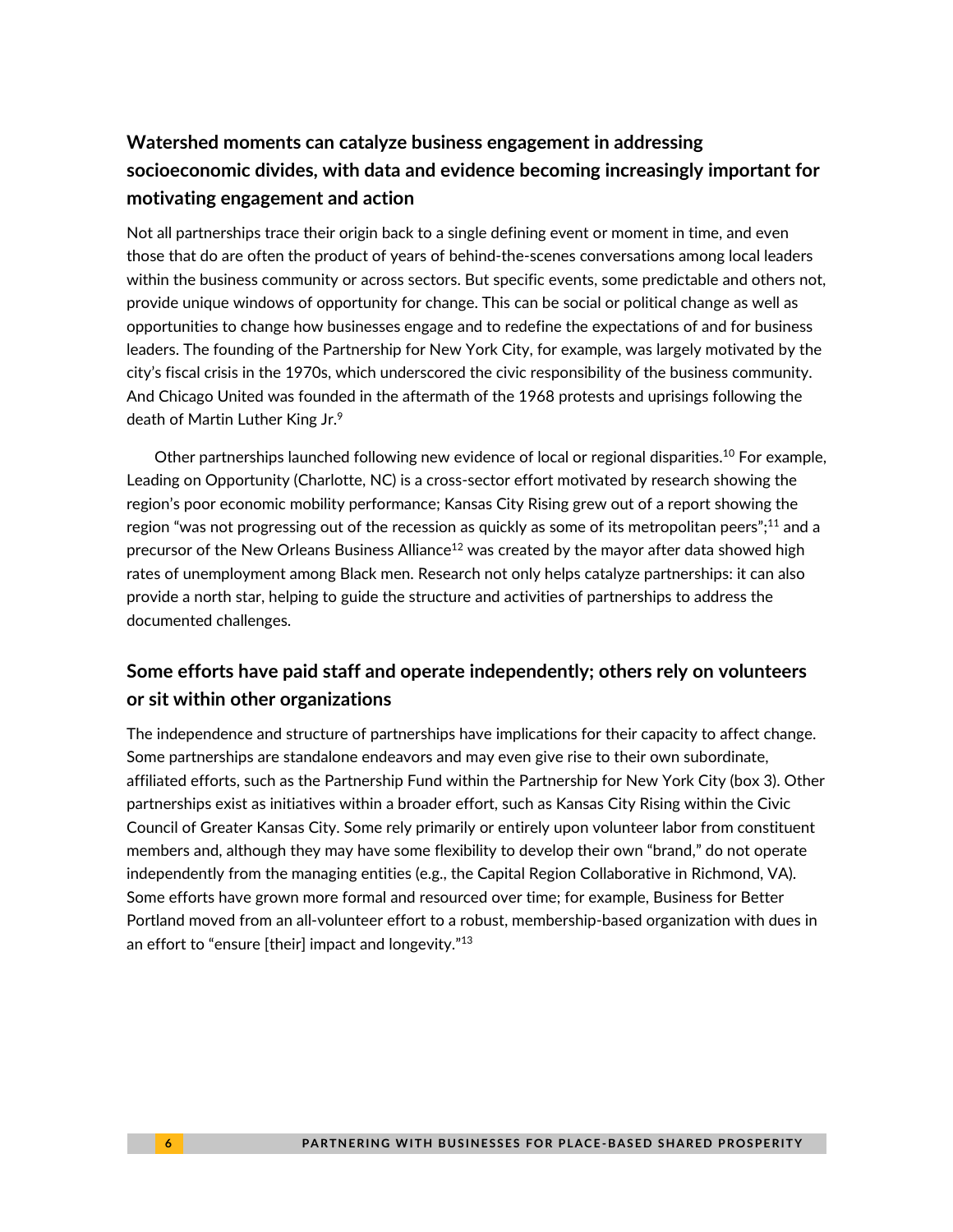### Watershed moments can catalyze business engagement in addressing socioeconomic divides, with data and evidence becoming increasingly important for motivating engagement and action

Not all partnerships trace their origin back to a single defining event or moment in time, and even those that do are often the product of years of behind-the-scenes conversations among local leaders within the business community or across sectors. But specific events, some predictable and others not, provide unique windows of opportunity for change. This can be social or political change as well as opportunities to change how businesses engage and to redefine the expectations of and for business leaders. The founding of the Partnership for New York City, for example, was largely motivated by the city's fiscal crisis in the 1970s, which underscored the civic responsibility of the business community. And Chicago United was founded in the aftermath of the 1968 protests and uprisings following the death of Martin Luther King Jr.[9]

Other partnerships launched following new evidence of local or regional disparities.[10] For example, Leading on Opportunity (Charlotte, NC) is a cross-sector effort motivated by research showing the region's poor economic mobility performance; Kansas City Rising grew out of a report showing the region "was not progressing out of the recession as quickly as some of its metropolitan peers";[11] and a precursor of the New Orleans Business Alliance[12] was created by the mayor after data showed high rates of unemployment among Black men. Research not only helps catalyze partnerships: it can also provide a north star, helping to guide the structure and activities of partnerships to address the documented challenges.

### Some efforts have paid staff and operate independently; others rely on volunteers or sit within other organizations

The independence and structure of partnerships have implications for their capacity to affect change. Some partnerships are standalone endeavors and may even give rise to their own subordinate, affiliated efforts, such as the Partnership Fund within the Partnership for New York City (box 3). Other partnerships exist as initiatives within a broader effort, such as Kansas City Rising within the Civic Council of Greater Kansas City. Some rely primarily or entirely upon volunteer labor from constituent members and, although they may have some flexibility to develop their own "brand," do not operate independently from the managing entities (e.g., the Capital Region Collaborative in Richmond, VA). Some efforts have grown more formal and resourced over time; for example, Business for Better Portland moved from an all-volunteer effort to a robust, membership-based organization with dues in an effort to "ensure [their] impact and longevity."[13]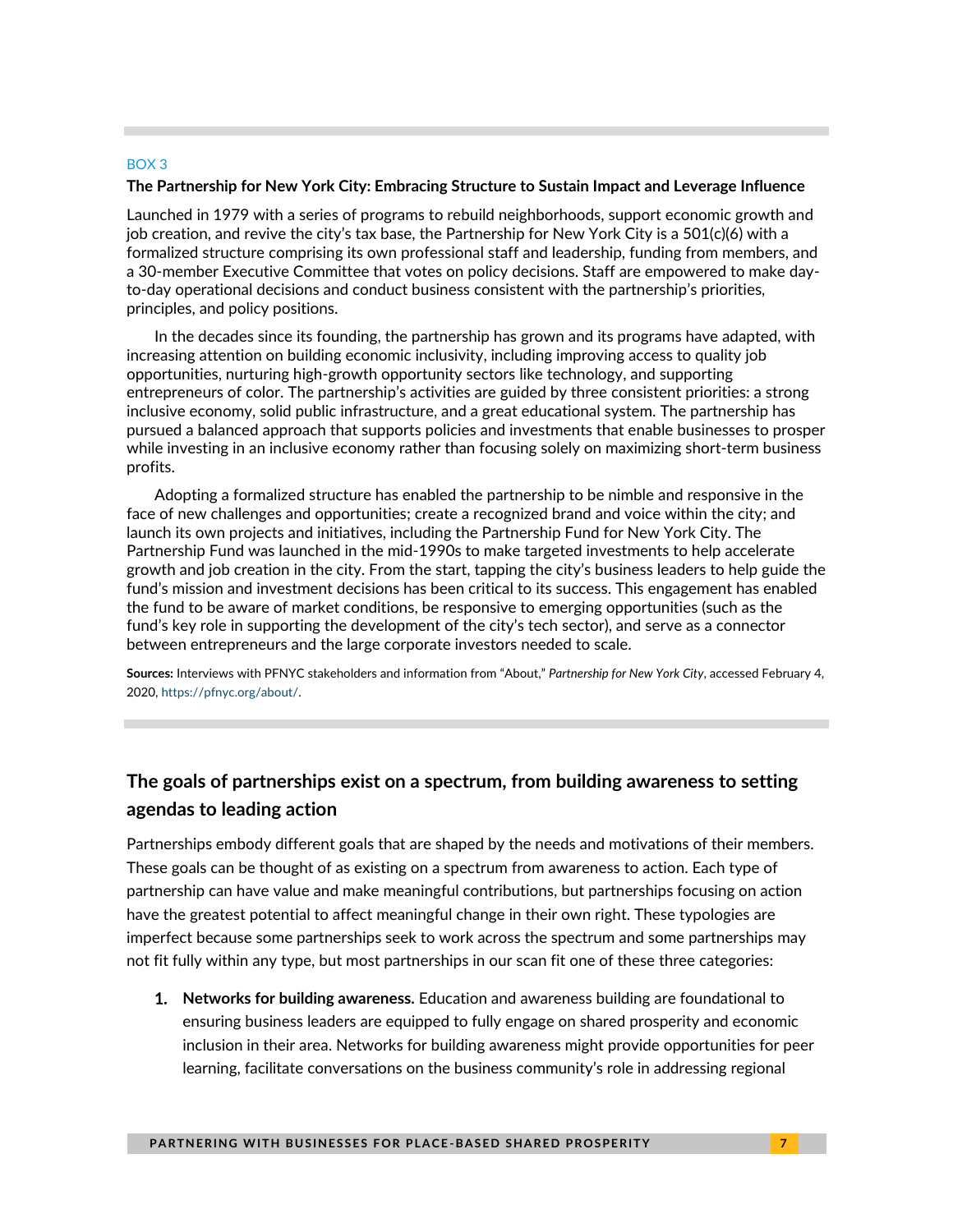BOX 3

**The Partnership for New York City: Embracing Structure to Sustain Impact and Leverage Influence**

Launched in 1979 with a series of programs to rebuild neighborhoods, support economic growth and job creation, and revive the city's tax base, the Partnership for New York City is a 501(c)(6) with a formalized structure comprising its own professional staff and leadership, funding from members, and a 30-member Executive Committee that votes on policy decisions. Staff are empowered to make day-to-day operational decisions and conduct business consistent with the partnership's priorities, principles, and policy positions.

In the decades since its founding, the partnership has grown and its programs have adapted, with increasing attention on building economic inclusivity, including improving access to quality job opportunities, nurturing high-growth opportunity sectors like technology, and supporting entrepreneurs of color. The partnership's activities are guided by three consistent priorities: a strong inclusive economy, solid public infrastructure, and a great educational system. The partnership has pursued a balanced approach that supports policies and investments that enable businesses to prosper while investing in an inclusive economy rather than focusing solely on maximizing short-term business profits.

Adopting a formalized structure has enabled the partnership to be nimble and responsive in the face of new challenges and opportunities; create a recognized brand and voice within the city; and launch its own projects and initiatives, including the Partnership Fund for New York City. The Partnership Fund was launched in the mid-1990s to make targeted investments to help accelerate growth and job creation in the city. From the start, tapping the city's business leaders to help guide the fund's mission and investment decisions has been critical to its success. This engagement has enabled the fund to be aware of market conditions, be responsive to emerging opportunities (such as the fund's key role in supporting the development of the city's tech sector), and serve as a connector between entrepreneurs and the large corporate investors needed to scale.

**Sources:** Interviews with PFNYC stakeholders and information from "About," *Partnership for New York City*, accessed February 4, 2020, https://pfnyc.org/about/.

## The goals of partnerships exist on a spectrum, from building awareness to setting agendas to leading action

Partnerships embody different goals that are shaped by the needs and motivations of their members. These goals can be thought of as existing on a spectrum from awareness to action. Each type of partnership can have value and make meaningful contributions, but partnerships focusing on action have the greatest potential to affect meaningful change in their own right. These typologies are imperfect because some partnerships seek to work across the spectrum and some partnerships may not fit fully within any type, but most partnerships in our scan fit one of these three categories:

1. **Networks for building awareness.** Education and awareness building are foundational to ensuring business leaders are equipped to fully engage on shared prosperity and economic inclusion in their area. Networks for building awareness might provide opportunities for peer learning, facilitate conversations on the business community's role in addressing regional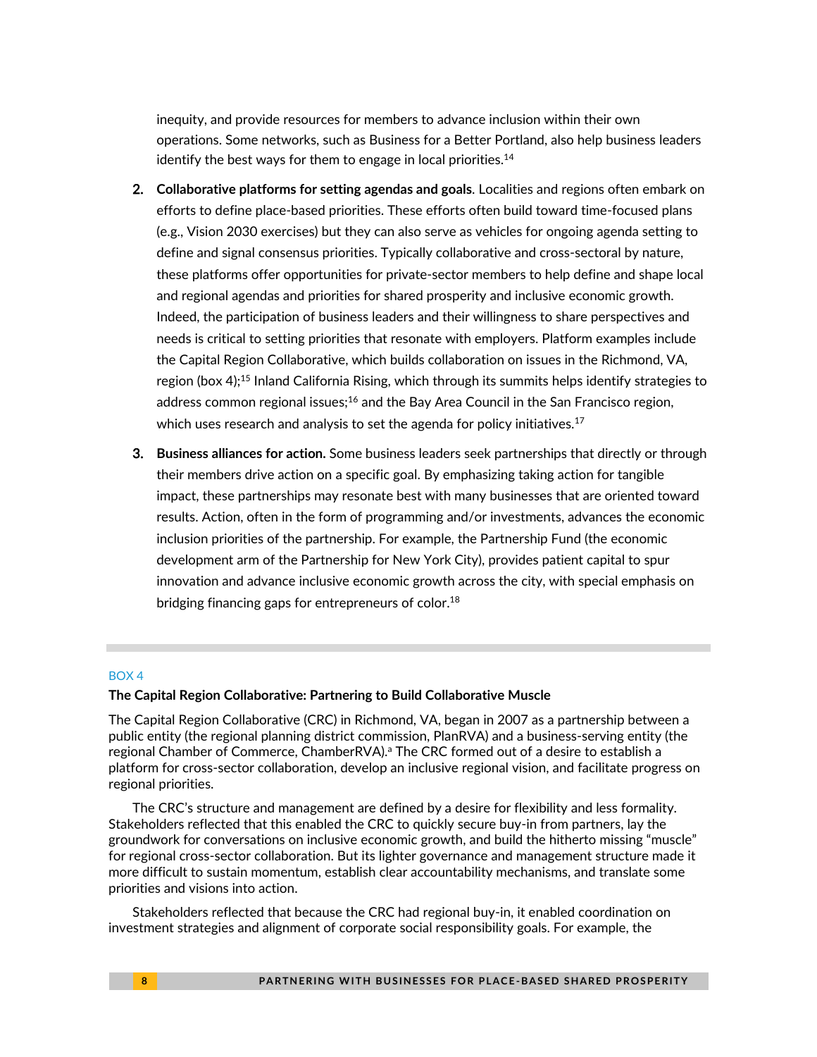inequity, and provide resources for members to advance inclusion within their own operations. Some networks, such as Business for a Better Portland, also help business leaders identify the best ways for them to engage in local priorities.[14]

2. **Collaborative platforms for setting agendas and goals**. Localities and regions often embark on efforts to define place-based priorities. These efforts often build toward time-focused plans (e.g., Vision 2030 exercises) but they can also serve as vehicles for ongoing agenda setting to define and signal consensus priorities. Typically collaborative and cross-sectoral by nature, these platforms offer opportunities for private-sector members to help define and shape local and regional agendas and priorities for shared prosperity and inclusive economic growth. Indeed, the participation of business leaders and their willingness to share perspectives and needs is critical to setting priorities that resonate with employers. Platform examples include the Capital Region Collaborative, which builds collaboration on issues in the Richmond, VA, region (box 4);[15] Inland California Rising, which through its summits helps identify strategies to address common regional issues;[16] and the Bay Area Council in the San Francisco region, which uses research and analysis to set the agenda for policy initiatives.[17]

3. **Business alliances for action.** Some business leaders seek partnerships that directly or through their members drive action on a specific goal. By emphasizing taking action for tangible impact, these partnerships may resonate best with many businesses that are oriented toward results. Action, often in the form of programming and/or investments, advances the economic inclusion priorities of the partnership. For example, the Partnership Fund (the economic development arm of the Partnership for New York City), provides patient capital to spur innovation and advance inclusive economic growth across the city, with special emphasis on bridging financing gaps for entrepreneurs of color.[18]

BOX 4

**The Capital Region Collaborative: Partnering to Build Collaborative Muscle**

The Capital Region Collaborative (CRC) in Richmond, VA, began in 2007 as a partnership between a public entity (the regional planning district commission, PlanRVA) and a business-serving entity (the regional Chamber of Commerce, ChamberRVA).[a] The CRC formed out of a desire to establish a platform for cross-sector collaboration, develop an inclusive regional vision, and facilitate progress on regional priorities.

The CRC's structure and management are defined by a desire for flexibility and less formality. Stakeholders reflected that this enabled the CRC to quickly secure buy-in from partners, lay the groundwork for conversations on inclusive economic growth, and build the hitherto missing "muscle" for regional cross-sector collaboration. But its lighter governance and management structure made it more difficult to sustain momentum, establish clear accountability mechanisms, and translate some priorities and visions into action.

Stakeholders reflected that because the CRC had regional buy-in, it enabled coordination on investment strategies and alignment of corporate social responsibility goals. For example, the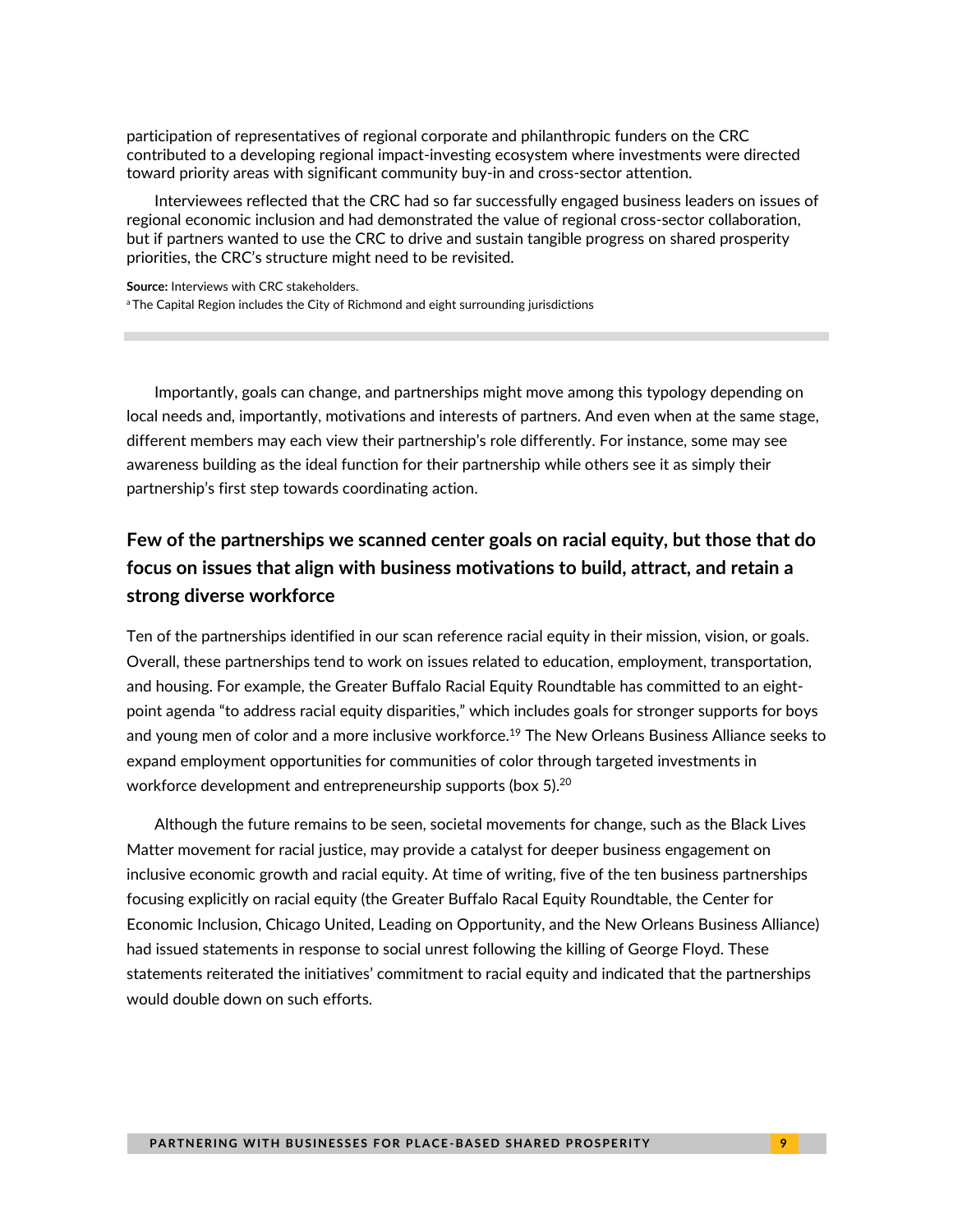participation of representatives of regional corporate and philanthropic funders on the CRC contributed to a developing regional impact-investing ecosystem where investments were directed toward priority areas with significant community buy-in and cross-sector attention.

Interviewees reflected that the CRC had so far successfully engaged business leaders on issues of regional economic inclusion and had demonstrated the value of regional cross-sector collaboration, but if partners wanted to use the CRC to drive and sustain tangible progress on shared prosperity priorities, the CRC's structure might need to be revisited.

**Source:** Interviews with CRC stakeholders.
[a] The Capital Region includes the City of Richmond and eight surrounding jurisdictions

---

Importantly, goals can change, and partnerships might move among this typology depending on local needs and, importantly, motivations and interests of partners. And even when at the same stage, different members may each view their partnership's role differently. For instance, some may see awareness building as the ideal function for their partnership while others see it as simply their partnership's first step towards coordinating action.

## Few of the partnerships we scanned center goals on racial equity, but those that do focus on issues that align with business motivations to build, attract, and retain a strong diverse workforce

Ten of the partnerships identified in our scan reference racial equity in their mission, vision, or goals. Overall, these partnerships tend to work on issues related to education, employment, transportation, and housing. For example, the Greater Buffalo Racial Equity Roundtable has committed to an eight-point agenda "to address racial equity disparities," which includes goals for stronger supports for boys and young men of color and a more inclusive workforce.[19] The New Orleans Business Alliance seeks to expand employment opportunities for communities of color through targeted investments in workforce development and entrepreneurship supports (box 5).[20]

Although the future remains to be seen, societal movements for change, such as the Black Lives Matter movement for racial justice, may provide a catalyst for deeper business engagement on inclusive economic growth and racial equity. At time of writing, five of the ten business partnerships focusing explicitly on racial equity (the Greater Buffalo Racal Equity Roundtable, the Center for Economic Inclusion, Chicago United, Leading on Opportunity, and the New Orleans Business Alliance) had issued statements in response to social unrest following the killing of George Floyd. These statements reiterated the initiatives' commitment to racial equity and indicated that the partnerships would double down on such efforts.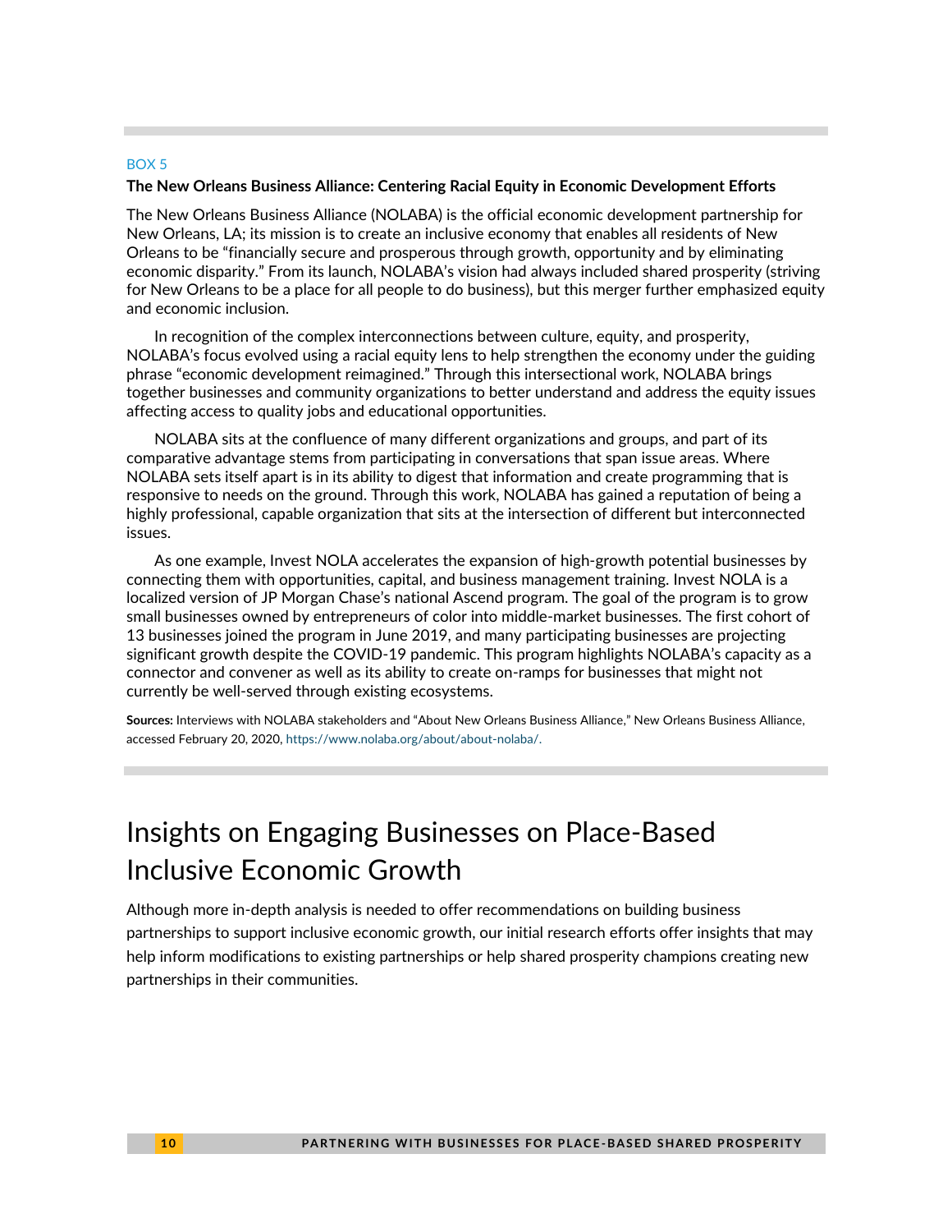BOX 5

**The New Orleans Business Alliance: Centering Racial Equity in Economic Development Efforts**

The New Orleans Business Alliance (NOLABA) is the official economic development partnership for New Orleans, LA; its mission is to create an inclusive economy that enables all residents of New Orleans to be "financially secure and prosperous through growth, opportunity and by eliminating economic disparity." From its launch, NOLABA's vision had always included shared prosperity (striving for New Orleans to be a place for all people to do business), but this merger further emphasized equity and economic inclusion.

In recognition of the complex interconnections between culture, equity, and prosperity, NOLABA's focus evolved using a racial equity lens to help strengthen the economy under the guiding phrase "economic development reimagined." Through this intersectional work, NOLABA brings together businesses and community organizations to better understand and address the equity issues affecting access to quality jobs and educational opportunities.

NOLABA sits at the confluence of many different organizations and groups, and part of its comparative advantage stems from participating in conversations that span issue areas. Where NOLABA sets itself apart is in its ability to digest that information and create programming that is responsive to needs on the ground. Through this work, NOLABA has gained a reputation of being a highly professional, capable organization that sits at the intersection of different but interconnected issues.

As one example, Invest NOLA accelerates the expansion of high-growth potential businesses by connecting them with opportunities, capital, and business management training. Invest NOLA is a localized version of JP Morgan Chase's national Ascend program. The goal of the program is to grow small businesses owned by entrepreneurs of color into middle-market businesses. The first cohort of 13 businesses joined the program in June 2019, and many participating businesses are projecting significant growth despite the COVID-19 pandemic. This program highlights NOLABA's capacity as a connector and convener as well as its ability to create on-ramps for businesses that might not currently be well-served through existing ecosystems.

**Sources:** Interviews with NOLABA stakeholders and "About New Orleans Business Alliance," New Orleans Business Alliance, accessed February 20, 2020, https://www.nolaba.org/about/about-nolaba/.

# Insights on Engaging Businesses on Place-Based Inclusive Economic Growth

Although more in-depth analysis is needed to offer recommendations on building business partnerships to support inclusive economic growth, our initial research efforts offer insights that may help inform modifications to existing partnerships or help shared prosperity champions creating new partnerships in their communities.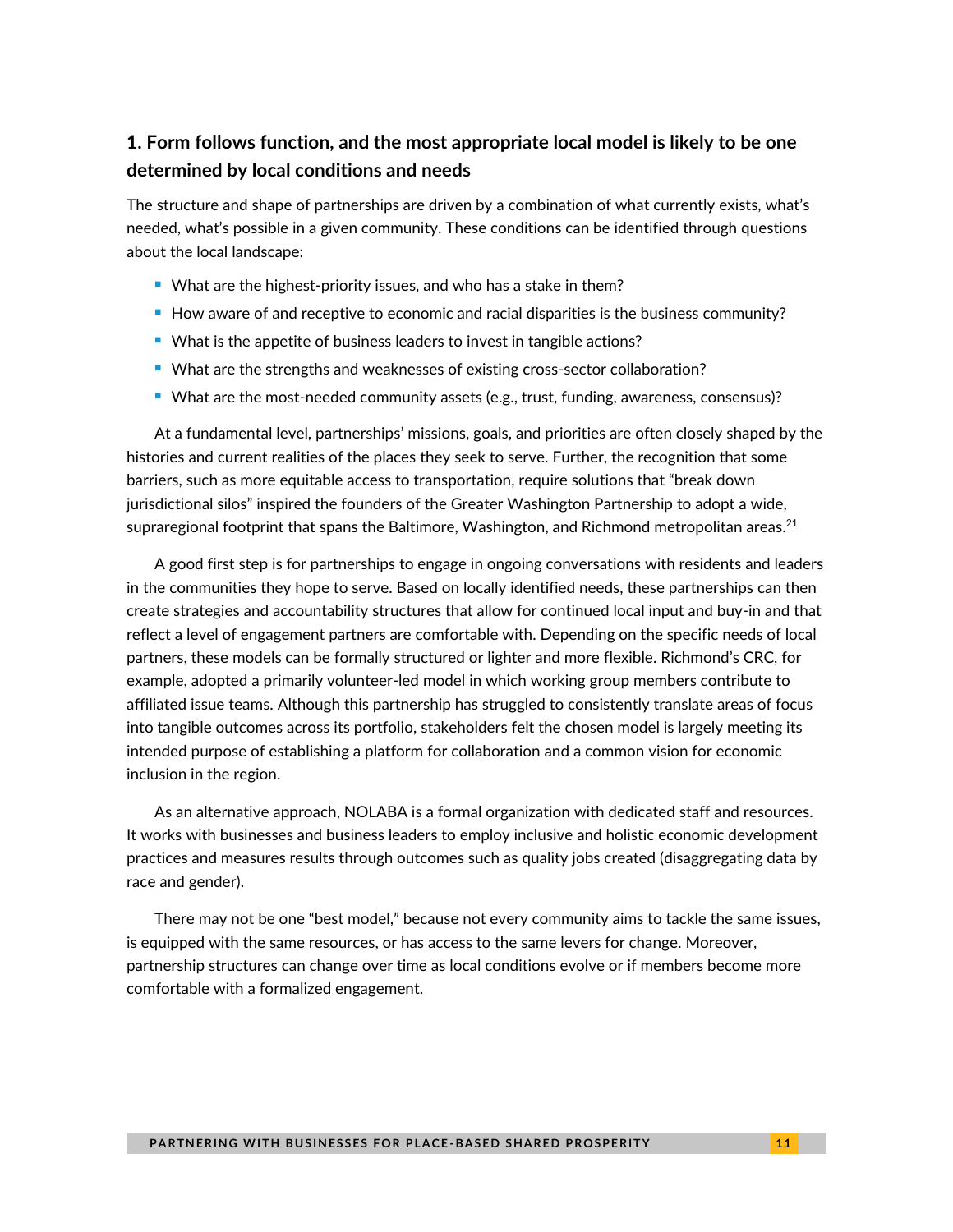### 1. Form follows function, and the most appropriate local model is likely to be one determined by local conditions and needs

The structure and shape of partnerships are driven by a combination of what currently exists, what's needed, what's possible in a given community. These conditions can be identified through questions about the local landscape:

- What are the highest-priority issues, and who has a stake in them?
- How aware of and receptive to economic and racial disparities is the business community?
- What is the appetite of business leaders to invest in tangible actions?
- What are the strengths and weaknesses of existing cross-sector collaboration?
- What are the most-needed community assets (e.g., trust, funding, awareness, consensus)?

At a fundamental level, partnerships' missions, goals, and priorities are often closely shaped by the histories and current realities of the places they seek to serve. Further, the recognition that some barriers, such as more equitable access to transportation, require solutions that "break down jurisdictional silos" inspired the founders of the Greater Washington Partnership to adopt a wide, supraregional footprint that spans the Baltimore, Washington, and Richmond metropolitan areas.[21]

A good first step is for partnerships to engage in ongoing conversations with residents and leaders in the communities they hope to serve. Based on locally identified needs, these partnerships can then create strategies and accountability structures that allow for continued local input and buy-in and that reflect a level of engagement partners are comfortable with. Depending on the specific needs of local partners, these models can be formally structured or lighter and more flexible. Richmond's CRC, for example, adopted a primarily volunteer-led model in which working group members contribute to affiliated issue teams. Although this partnership has struggled to consistently translate areas of focus into tangible outcomes across its portfolio, stakeholders felt the chosen model is largely meeting its intended purpose of establishing a platform for collaboration and a common vision for economic inclusion in the region.

As an alternative approach, NOLABA is a formal organization with dedicated staff and resources. It works with businesses and business leaders to employ inclusive and holistic economic development practices and measures results through outcomes such as quality jobs created (disaggregating data by race and gender).

There may not be one "best model," because not every community aims to tackle the same issues, is equipped with the same resources, or has access to the same levers for change. Moreover, partnership structures can change over time as local conditions evolve or if members become more comfortable with a formalized engagement.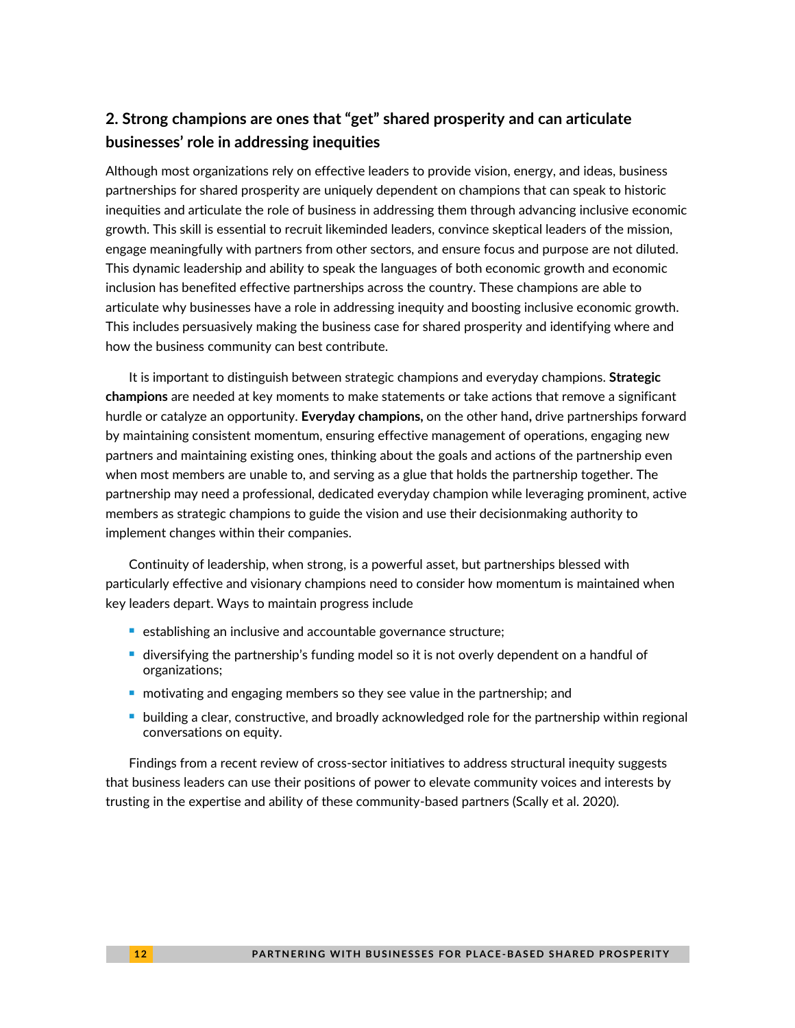## 2. Strong champions are ones that "get" shared prosperity and can articulate businesses' role in addressing inequities

Although most organizations rely on effective leaders to provide vision, energy, and ideas, business partnerships for shared prosperity are uniquely dependent on champions that can speak to historic inequities and articulate the role of business in addressing them through advancing inclusive economic growth. This skill is essential to recruit likeminded leaders, convince skeptical leaders of the mission, engage meaningfully with partners from other sectors, and ensure focus and purpose are not diluted. This dynamic leadership and ability to speak the languages of both economic growth and economic inclusion has benefited effective partnerships across the country. These champions are able to articulate why businesses have a role in addressing inequity and boosting inclusive economic growth. This includes persuasively making the business case for shared prosperity and identifying where and how the business community can best contribute.

It is important to distinguish between strategic champions and everyday champions. **Strategic champions** are needed at key moments to make statements or take actions that remove a significant hurdle or catalyze an opportunity. **Everyday champions,** on the other hand, drive partnerships forward by maintaining consistent momentum, ensuring effective management of operations, engaging new partners and maintaining existing ones, thinking about the goals and actions of the partnership even when most members are unable to, and serving as a glue that holds the partnership together. The partnership may need a professional, dedicated everyday champion while leveraging prominent, active members as strategic champions to guide the vision and use their decisionmaking authority to implement changes within their companies.

Continuity of leadership, when strong, is a powerful asset, but partnerships blessed with particularly effective and visionary champions need to consider how momentum is maintained when key leaders depart. Ways to maintain progress include

- establishing an inclusive and accountable governance structure;
- diversifying the partnership's funding model so it is not overly dependent on a handful of organizations;
- motivating and engaging members so they see value in the partnership; and
- building a clear, constructive, and broadly acknowledged role for the partnership within regional conversations on equity.

Findings from a recent review of cross-sector initiatives to address structural inequity suggests that business leaders can use their positions of power to elevate community voices and interests by trusting in the expertise and ability of these community-based partners (Scally et al. 2020).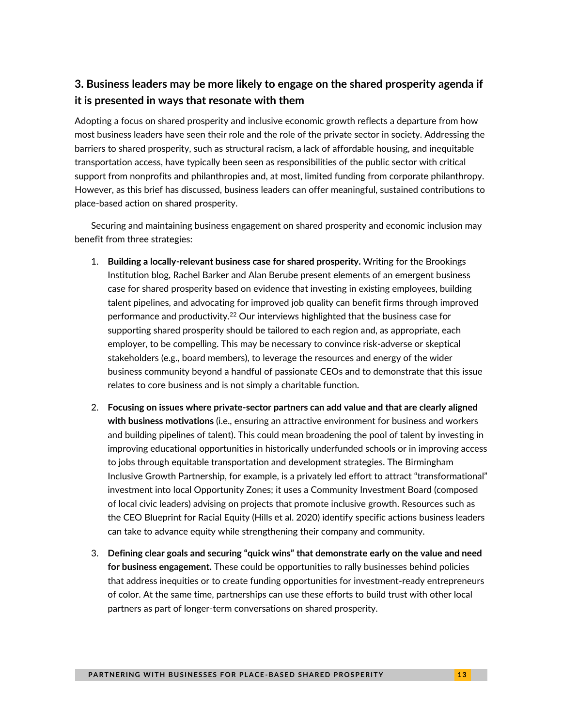### 3. Business leaders may be more likely to engage on the shared prosperity agenda if it is presented in ways that resonate with them

Adopting a focus on shared prosperity and inclusive economic growth reflects a departure from how most business leaders have seen their role and the role of the private sector in society. Addressing the barriers to shared prosperity, such as structural racism, a lack of affordable housing, and inequitable transportation access, have typically been seen as responsibilities of the public sector with critical support from nonprofits and philanthropies and, at most, limited funding from corporate philanthropy. However, as this brief has discussed, business leaders can offer meaningful, sustained contributions to place-based action on shared prosperity.

Securing and maintaining business engagement on shared prosperity and economic inclusion may benefit from three strategies:

1. **Building a locally-relevant business case for shared prosperity.** Writing for the Brookings Institution blog, Rachel Barker and Alan Berube present elements of an emergent business case for shared prosperity based on evidence that investing in existing employees, building talent pipelines, and advocating for improved job quality can benefit firms through improved performance and productivity.[22] Our interviews highlighted that the business case for supporting shared prosperity should be tailored to each region and, as appropriate, each employer, to be compelling. This may be necessary to convince risk-adverse or skeptical stakeholders (e.g., board members), to leverage the resources and energy of the wider business community beyond a handful of passionate CEOs and to demonstrate that this issue relates to core business and is not simply a charitable function.

2. **Focusing on issues where private-sector partners can add value and that are clearly aligned with business motivations** (i.e., ensuring an attractive environment for business and workers and building pipelines of talent). This could mean broadening the pool of talent by investing in improving educational opportunities in historically underfunded schools or in improving access to jobs through equitable transportation and development strategies. The Birmingham Inclusive Growth Partnership, for example, is a privately led effort to attract "transformational" investment into local Opportunity Zones; it uses a Community Investment Board (composed of local civic leaders) advising on projects that promote inclusive growth. Resources such as the CEO Blueprint for Racial Equity (Hills et al. 2020) identify specific actions business leaders can take to advance equity while strengthening their company and community.

3. **Defining clear goals and securing "quick wins" that demonstrate early on the value and need for business engagement.** These could be opportunities to rally businesses behind policies that address inequities or to create funding opportunities for investment-ready entrepreneurs of color. At the same time, partnerships can use these efforts to build trust with other local partners as part of longer-term conversations on shared prosperity.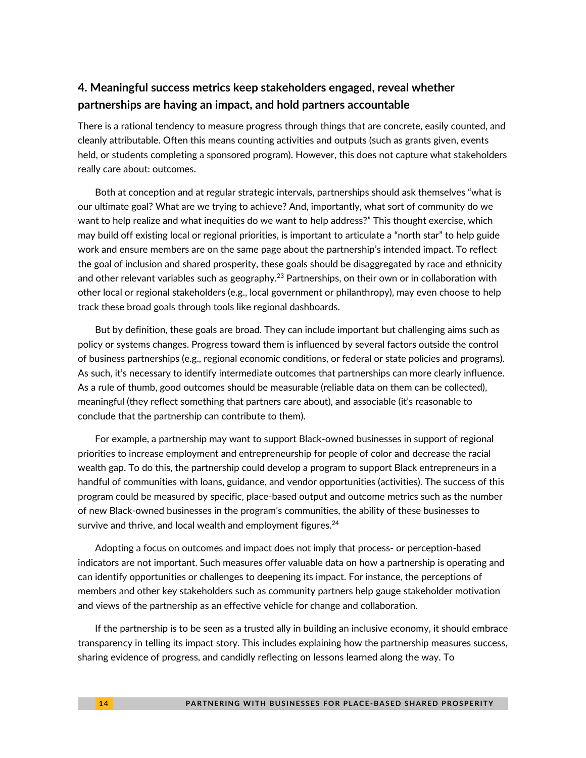### 4. Meaningful success metrics keep stakeholders engaged, reveal whether partnerships are having an impact, and hold partners accountable

There is a rational tendency to measure progress through things that are concrete, easily counted, and cleanly attributable. Often this means counting activities and outputs (such as grants given, events held, or students completing a sponsored program). However, this does not capture what stakeholders really care about: outcomes.

Both at conception and at regular strategic intervals, partnerships should ask themselves "what is our ultimate goal? What are we trying to achieve? And, importantly, what sort of community do we want to help realize and what inequities do we want to help address?" This thought exercise, which may build off existing local or regional priorities, is important to articulate a "north star" to help guide work and ensure members are on the same page about the partnership's intended impact. To reflect the goal of inclusion and shared prosperity, these goals should be disaggregated by race and ethnicity and other relevant variables such as geography.[23] Partnerships, on their own or in collaboration with other local or regional stakeholders (e.g., local government or philanthropy), may even choose to help track these broad goals through tools like regional dashboards.

But by definition, these goals are broad. They can include important but challenging aims such as policy or systems changes. Progress toward them is influenced by several factors outside the control of business partnerships (e.g., regional economic conditions, or federal or state policies and programs). As such, it's necessary to identify intermediate outcomes that partnerships can more clearly influence. As a rule of thumb, good outcomes should be measurable (reliable data on them can be collected), meaningful (they reflect something that partners care about), and associable (it's reasonable to conclude that the partnership can contribute to them).

For example, a partnership may want to support Black-owned businesses in support of regional priorities to increase employment and entrepreneurship for people of color and decrease the racial wealth gap. To do this, the partnership could develop a program to support Black entrepreneurs in a handful of communities with loans, guidance, and vendor opportunities (activities). The success of this program could be measured by specific, place-based output and outcome metrics such as the number of new Black-owned businesses in the program's communities, the ability of these businesses to survive and thrive, and local wealth and employment figures.[24]

Adopting a focus on outcomes and impact does not imply that process- or perception-based indicators are not important. Such measures offer valuable data on how a partnership is operating and can identify opportunities or challenges to deepening its impact. For instance, the perceptions of members and other key stakeholders such as community partners help gauge stakeholder motivation and views of the partnership as an effective vehicle for change and collaboration.

If the partnership is to be seen as a trusted ally in building an inclusive economy, it should embrace transparency in telling its impact story. This includes explaining how the partnership measures success, sharing evidence of progress, and candidly reflecting on lessons learned along the way. To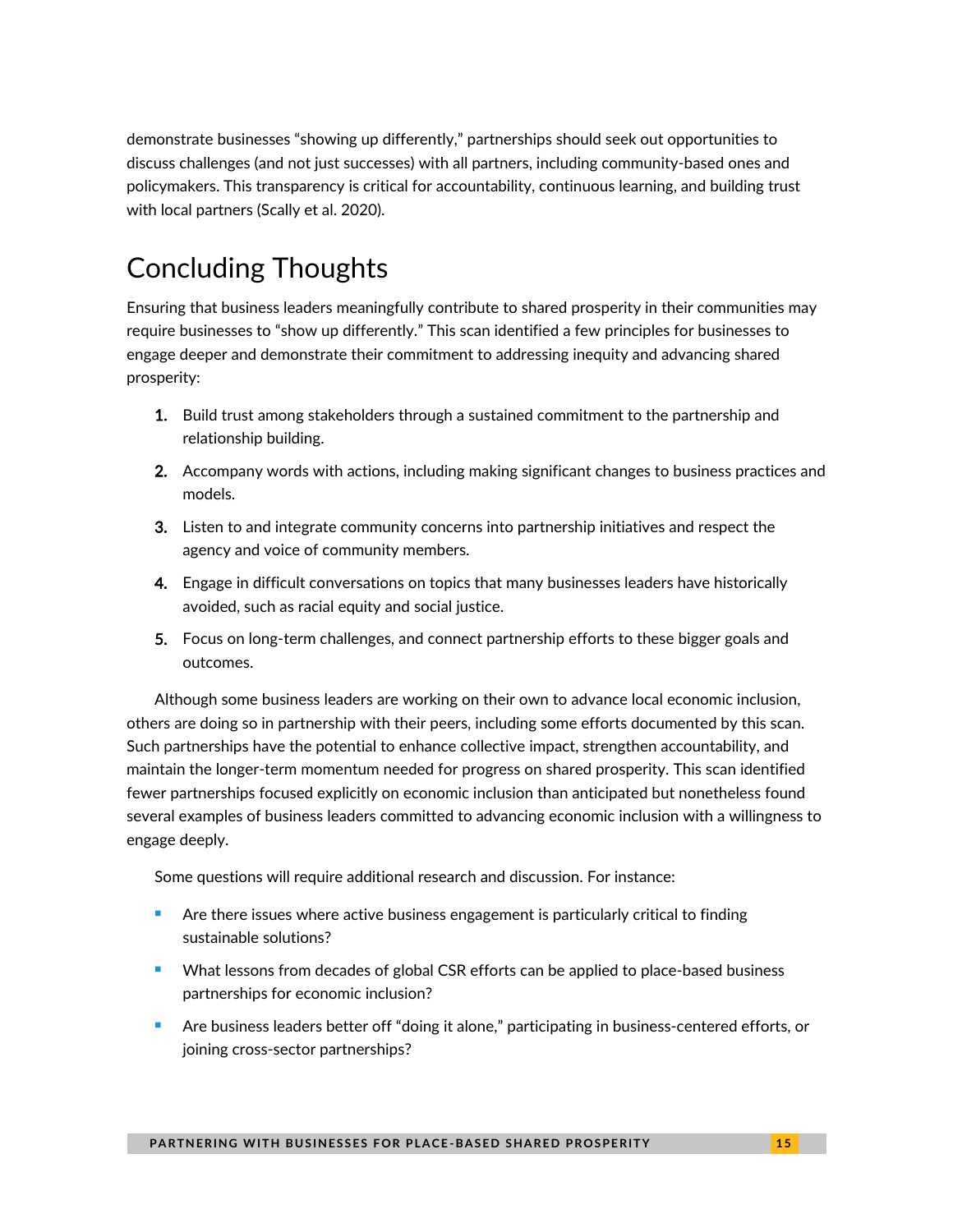demonstrate businesses “showing up differently,” partnerships should seek out opportunities to discuss challenges (and not just successes) with all partners, including community-based ones and policymakers. This transparency is critical for accountability, continuous learning, and building trust with local partners (Scally et al. 2020).

## Concluding Thoughts

Ensuring that business leaders meaningfully contribute to shared prosperity in their communities may require businesses to “show up differently.” This scan identified a few principles for businesses to engage deeper and demonstrate their commitment to addressing inequity and advancing shared prosperity:

1. Build trust among stakeholders through a sustained commitment to the partnership and relationship building.
2. Accompany words with actions, including making significant changes to business practices and models.
3. Listen to and integrate community concerns into partnership initiatives and respect the agency and voice of community members.
4. Engage in difficult conversations on topics that many businesses leaders have historically avoided, such as racial equity and social justice.
5. Focus on long-term challenges, and connect partnership efforts to these bigger goals and outcomes.

Although some business leaders are working on their own to advance local economic inclusion, others are doing so in partnership with their peers, including some efforts documented by this scan. Such partnerships have the potential to enhance collective impact, strengthen accountability, and maintain the longer-term momentum needed for progress on shared prosperity. This scan identified fewer partnerships focused explicitly on economic inclusion than anticipated but nonetheless found several examples of business leaders committed to advancing economic inclusion with a willingness to engage deeply.

Some questions will require additional research and discussion. For instance:

- Are there issues where active business engagement is particularly critical to finding sustainable solutions?
- What lessons from decades of global CSR efforts can be applied to place-based business partnerships for economic inclusion?
- Are business leaders better off “doing it alone,” participating in business-centered efforts, or joining cross-sector partnerships?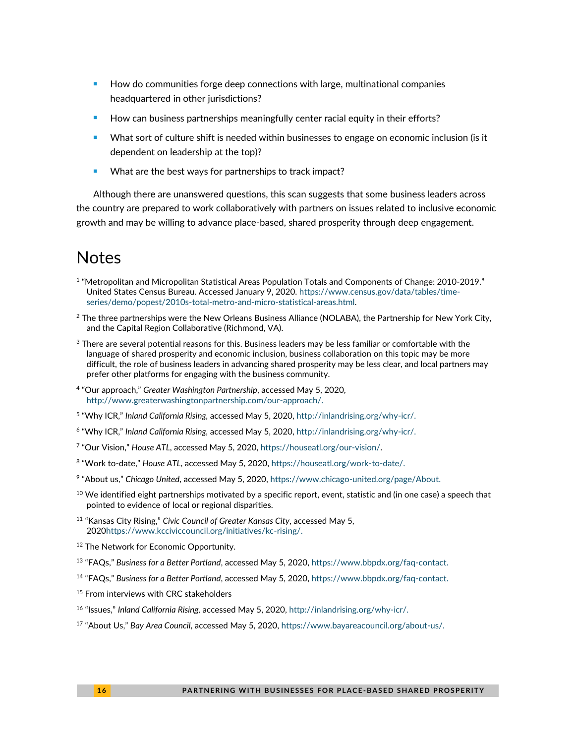- How do communities forge deep connections with large, multinational companies headquartered in other jurisdictions?
- How can business partnerships meaningfully center racial equity in their efforts?
- What sort of culture shift is needed within businesses to engage on economic inclusion (is it dependent on leadership at the top)?
- What are the best ways for partnerships to track impact?

Although there are unanswered questions, this scan suggests that some business leaders across the country are prepared to work collaboratively with partners on issues related to inclusive economic growth and may be willing to advance place-based, shared prosperity through deep engagement.

# Notes

[1] "Metropolitan and Micropolitan Statistical Areas Population Totals and Components of Change: 2010-2019." United States Census Bureau. Accessed January 9, 2020. https://www.census.gov/data/tables/time-series/demo/popest/2010s-total-metro-and-micro-statistical-areas.html.

[2] The three partnerships were the New Orleans Business Alliance (NOLABA), the Partnership for New York City, and the Capital Region Collaborative (Richmond, VA).

[3] There are several potential reasons for this. Business leaders may be less familiar or comfortable with the language of shared prosperity and economic inclusion, business collaboration on this topic may be more difficult, the role of business leaders in advancing shared prosperity may be less clear, and local partners may prefer other platforms for engaging with the business community.

[4] "Our approach," *Greater Washington Partnership*, accessed May 5, 2020, http://www.greaterwashingtonpartnership.com/our-approach/.

[5] "Why ICR," *Inland California Rising*, accessed May 5, 2020, http://inlandrising.org/why-icr/.

[6] "Why ICR," *Inland California Rising*, accessed May 5, 2020, http://inlandrising.org/why-icr/.

[7] "Our Vision," *House ATL*, accessed May 5, 2020, https://houseatl.org/our-vision/.

[8] "Work to-date," *House ATL*, accessed May 5, 2020, https://houseatl.org/work-to-date/.

[9] "About us," *Chicago United*, accessed May 5, 2020, https://www.chicago-united.org/page/About.

[10] We identified eight partnerships motivated by a specific report, event, statistic and (in one case) a speech that pointed to evidence of local or regional disparities.

[11] "Kansas City Rising," *Civic Council of Greater Kansas City*, accessed May 5, 2020https://www.kcciviccouncil.org/initiatives/kc-rising/.

[12] The Network for Economic Opportunity.

[13] "FAQs," *Business for a Better Portland*, accessed May 5, 2020, https://www.bbpdx.org/faq-contact.

[14] "FAQs," *Business for a Better Portland*, accessed May 5, 2020, https://www.bbpdx.org/faq-contact.

[15] From interviews with CRC stakeholders

[16] "Issues," *Inland California Rising*, accessed May 5, 2020, http://inlandrising.org/why-icr/.

[17] "About Us," *Bay Area Council*, accessed May 5, 2020, https://www.bayareacouncil.org/about-us/.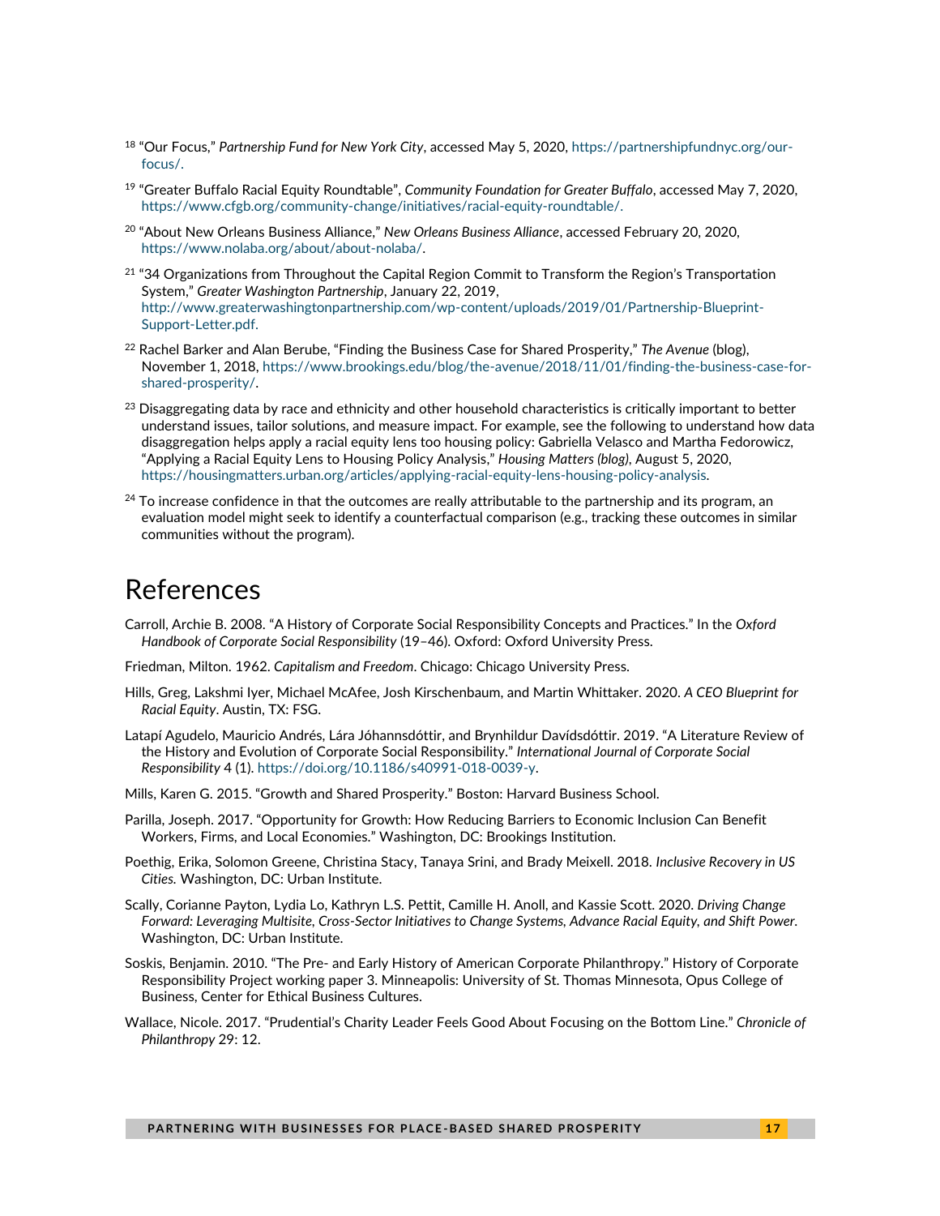[18] "Our Focus," *Partnership Fund for New York City*, accessed May 5, 2020, https://partnershipfundnyc.org/our-focus/.

[19] "Greater Buffalo Racial Equity Roundtable", *Community Foundation for Greater Buffalo*, accessed May 7, 2020, https://www.cfgb.org/community-change/initiatives/racial-equity-roundtable/.

[20] "About New Orleans Business Alliance," *New Orleans Business Alliance*, accessed February 20, 2020, https://www.nolaba.org/about/about-nolaba/.

[21] "34 Organizations from Throughout the Capital Region Commit to Transform the Region's Transportation System," *Greater Washington Partnership*, January 22, 2019, http://www.greaterwashingtonpartnership.com/wp-content/uploads/2019/01/Partnership-Blueprint-Support-Letter.pdf.

[22] Rachel Barker and Alan Berube, "Finding the Business Case for Shared Prosperity," *The Avenue* (blog), November 1, 2018, https://www.brookings.edu/blog/the-avenue/2018/11/01/finding-the-business-case-for-shared-prosperity/.

[23] Disaggregating data by race and ethnicity and other household characteristics is critically important to better understand issues, tailor solutions, and measure impact. For example, see the following to understand how data disaggregation helps apply a racial equity lens too housing policy: Gabriella Velasco and Martha Fedorowicz, "Applying a Racial Equity Lens to Housing Policy Analysis," *Housing Matters (blog)*, August 5, 2020, https://housingmatters.urban.org/articles/applying-racial-equity-lens-housing-policy-analysis.

[24] To increase confidence in that the outcomes are really attributable to the partnership and its program, an evaluation model might seek to identify a counterfactual comparison (e.g., tracking these outcomes in similar communities without the program).

# References

Carroll, Archie B. 2008. "A History of Corporate Social Responsibility Concepts and Practices." In the *Oxford Handbook of Corporate Social Responsibility* (19–46). Oxford: Oxford University Press.

Friedman, Milton. 1962. *Capitalism and Freedom*. Chicago: Chicago University Press.

Hills, Greg, Lakshmi Iyer, Michael McAfee, Josh Kirschenbaum, and Martin Whittaker. 2020. *A CEO Blueprint for Racial Equity*. Austin, TX: FSG.

Latapí Agudelo, Mauricio Andrés, Lára Jóhannsdóttir, and Brynhildur Davídsdóttir. 2019. "A Literature Review of the History and Evolution of Corporate Social Responsibility." *International Journal of Corporate Social Responsibility* 4 (1). https://doi.org/10.1186/s40991-018-0039-y.

Mills, Karen G. 2015. "Growth and Shared Prosperity." Boston: Harvard Business School.

Parilla, Joseph. 2017. "Opportunity for Growth: How Reducing Barriers to Economic Inclusion Can Benefit Workers, Firms, and Local Economies." Washington, DC: Brookings Institution.

Poethig, Erika, Solomon Greene, Christina Stacy, Tanaya Srini, and Brady Meixell. 2018. *Inclusive Recovery in US Cities.* Washington, DC: Urban Institute.

Scally, Corianne Payton, Lydia Lo, Kathryn L.S. Pettit, Camille H. Anoll, and Kassie Scott. 2020. *Driving Change Forward: Leveraging Multisite, Cross-Sector Initiatives to Change Systems, Advance Racial Equity, and Shift Power.* Washington, DC: Urban Institute.

Soskis, Benjamin. 2010. "The Pre- and Early History of American Corporate Philanthropy." History of Corporate Responsibility Project working paper 3. Minneapolis: University of St. Thomas Minnesota, Opus College of Business, Center for Ethical Business Cultures.

Wallace, Nicole. 2017. "Prudential's Charity Leader Feels Good About Focusing on the Bottom Line." *Chronicle of Philanthropy* 29: 12.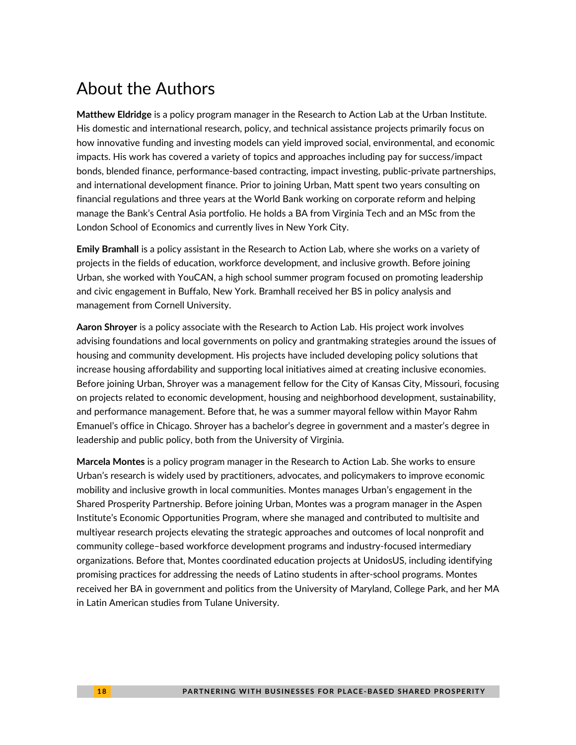# About the Authors

**Matthew Eldridge** is a policy program manager in the Research to Action Lab at the Urban Institute. His domestic and international research, policy, and technical assistance projects primarily focus on how innovative funding and investing models can yield improved social, environmental, and economic impacts. His work has covered a variety of topics and approaches including pay for success/impact bonds, blended finance, performance-based contracting, impact investing, public-private partnerships, and international development finance. Prior to joining Urban, Matt spent two years consulting on financial regulations and three years at the World Bank working on corporate reform and helping manage the Bank's Central Asia portfolio. He holds a BA from Virginia Tech and an MSc from the London School of Economics and currently lives in New York City.

**Emily Bramhall** is a policy assistant in the Research to Action Lab, where she works on a variety of projects in the fields of education, workforce development, and inclusive growth. Before joining Urban, she worked with YouCAN, a high school summer program focused on promoting leadership and civic engagement in Buffalo, New York. Bramhall received her BS in policy analysis and management from Cornell University.

**Aaron Shroyer** is a policy associate with the Research to Action Lab. His project work involves advising foundations and local governments on policy and grantmaking strategies around the issues of housing and community development. His projects have included developing policy solutions that increase housing affordability and supporting local initiatives aimed at creating inclusive economies. Before joining Urban, Shroyer was a management fellow for the City of Kansas City, Missouri, focusing on projects related to economic development, housing and neighborhood development, sustainability, and performance management. Before that, he was a summer mayoral fellow within Mayor Rahm Emanuel's office in Chicago. Shroyer has a bachelor's degree in government and a master's degree in leadership and public policy, both from the University of Virginia.

**Marcela Montes** is a policy program manager in the Research to Action Lab. She works to ensure Urban's research is widely used by practitioners, advocates, and policymakers to improve economic mobility and inclusive growth in local communities. Montes manages Urban's engagement in the Shared Prosperity Partnership. Before joining Urban, Montes was a program manager in the Aspen Institute's Economic Opportunities Program, where she managed and contributed to multisite and multiyear research projects elevating the strategic approaches and outcomes of local nonprofit and community college–based workforce development programs and industry-focused intermediary organizations. Before that, Montes coordinated education projects at UnidosUS, including identifying promising practices for addressing the needs of Latino students in after-school programs. Montes received her BA in government and politics from the University of Maryland, College Park, and her MA in Latin American studies from Tulane University.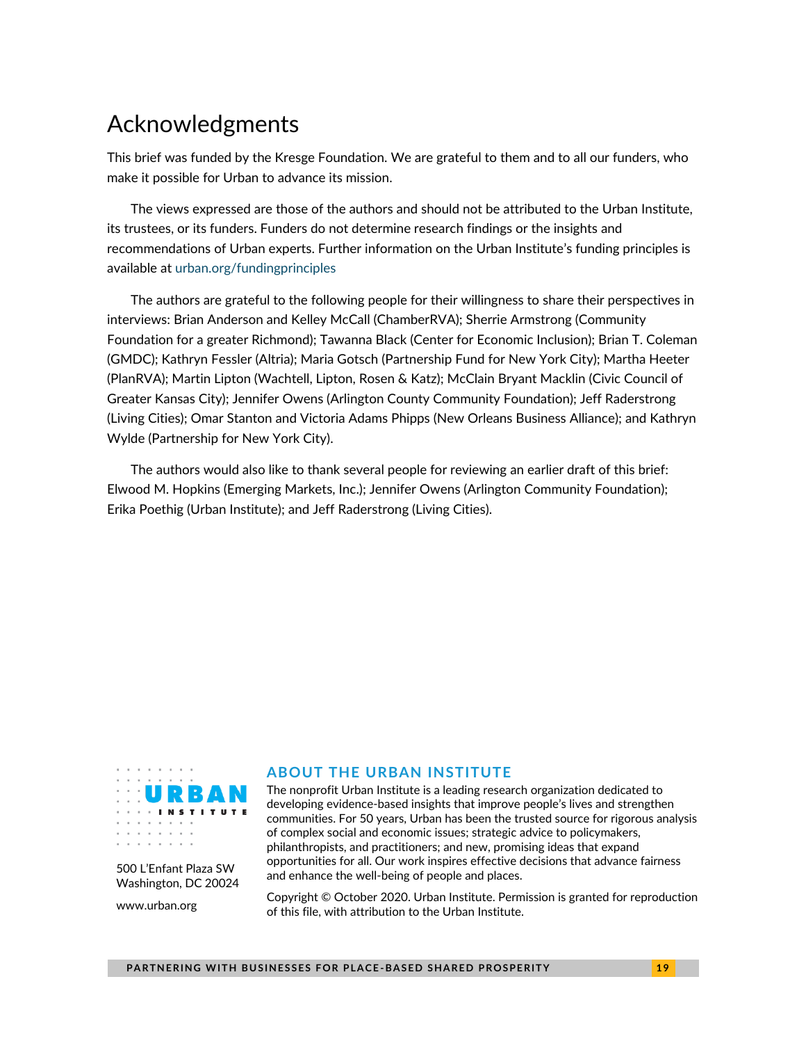# Acknowledgments

This brief was funded by the Kresge Foundation. We are grateful to them and to all our funders, who make it possible for Urban to advance its mission.

The views expressed are those of the authors and should not be attributed to the Urban Institute, its trustees, or its funders. Funders do not determine research findings or the insights and recommendations of Urban experts. Further information on the Urban Institute's funding principles is available at urban.org/fundingprinciples

The authors are grateful to the following people for their willingness to share their perspectives in interviews: Brian Anderson and Kelley McCall (ChamberRVA); Sherrie Armstrong (Community Foundation for a greater Richmond); Tawanna Black (Center for Economic Inclusion); Brian T. Coleman (GMDC); Kathryn Fessler (Altria); Maria Gotsch (Partnership Fund for New York City); Martha Heeter (PlanRVA); Martin Lipton (Wachtell, Lipton, Rosen & Katz); McClain Bryant Macklin (Civic Council of Greater Kansas City); Jennifer Owens (Arlington County Community Foundation); Jeff Raderstrong (Living Cities); Omar Stanton and Victoria Adams Phipps (New Orleans Business Alliance); and Kathryn Wylde (Partnership for New York City).

The authors would also like to thank several people for reviewing an earlier draft of this brief: Elwood M. Hopkins (Emerging Markets, Inc.); Jennifer Owens (Arlington Community Foundation); Erika Poethig (Urban Institute); and Jeff Raderstrong (Living Cities).

URBAN INSTITUTE

500 L'Enfant Plaza SW
Washington, DC 20024

www.urban.org

## ABOUT THE URBAN INSTITUTE

The nonprofit Urban Institute is a leading research organization dedicated to developing evidence-based insights that improve people's lives and strengthen communities. For 50 years, Urban has been the trusted source for rigorous analysis of complex social and economic issues; strategic advice to policymakers, philanthropists, and practitioners; and new, promising ideas that expand opportunities for all. Our work inspires effective decisions that advance fairness and enhance the well-being of people and places.

Copyright © October 2020. Urban Institute. Permission is granted for reproduction of this file, with attribution to the Urban Institute.